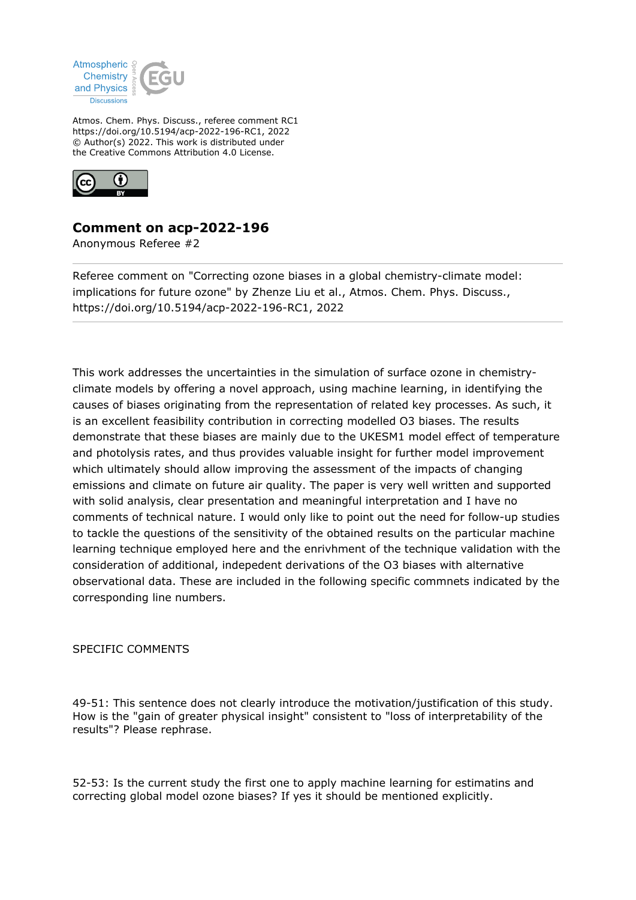Atmospheric Chemistry and Physics Discussions

Atmos. Chem. Phys. Discuss., referee comment RC1
https://doi.org/10.5194/acp-2022-196-RC1, 2022
© Author(s) 2022. This work is distributed under the Creative Commons Attribution 4.0 License.

# Comment on acp-2022-196

Anonymous Referee #2

---

Referee comment on "Correcting ozone biases in a global chemistry-climate model: implications for future ozone" by Zhenze Liu et al., Atmos. Chem. Phys. Discuss., https://doi.org/10.5194/acp-2022-196-RC1, 2022

---

This work addresses the uncertainties in the simulation of surface ozone in chemistry-climate models by offering a novel approach, using machine learning, in identifying the causes of biases originating from the representation of related key processes. As such, it is an excellent feasibility contribution in correcting modelled O3 biases. The results demonstrate that these biases are mainly due to the UKESM1 model effect of temperature and photolysis rates, and thus provides valuable insight for further model improvement which ultimately should allow improving the assessment of the impacts of changing emissions and climate on future air quality. The paper is very well written and supported with solid analysis, clear presentation and meaningful interpretation and I have no comments of technical nature. I would only like to point out the need for follow-up studies to tackle the questions of the sensitivity of the obtained results on the particular machine learning technique employed here and the enrivhment of the technique validation with the consideration of additional, indepedent derivations of the O3 biases with alternative observational data. These are included in the following specific commnets indicated by the corresponding line numbers.

SPECIFIC COMMENTS

49-51: This sentence does not clearly introduce the motivation/justification of this study. How is the "gain of greater physical insight" consistent to "loss of interpretability of the results"? Please rephrase.

52-53: Is the current study the first one to apply machine learning for estimatins and correcting global model ozone biases? If yes it should be mentioned explicitly.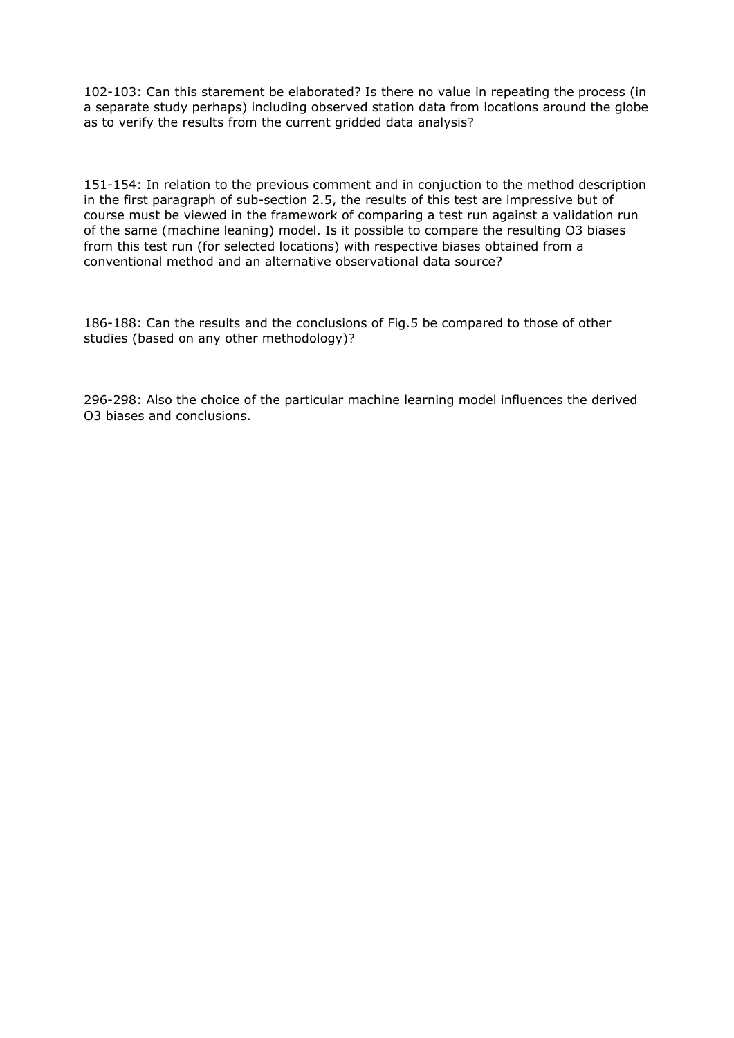102-103: Can this starement be elaborated? Is there no value in repeating the process (in a separate study perhaps) including observed station data from locations around the globe as to verify the results from the current gridded data analysis?

151-154: In relation to the previous comment and in conjuction to the method description in the first paragraph of sub-section 2.5, the results of this test are impressive but of course must be viewed in the framework of comparing a test run against a validation run of the same (machine leaning) model. Is it possible to compare the resulting $O_3$ biases from this test run (for selected locations) with respective biases obtained from a conventional method and an alternative observational data source?

186-188: Can the results and the conclusions of Fig.5 be compared to those of other studies (based on any other methodology)?

296-298: Also the choice of the particular machine learning model influences the derived $O_3$ biases and conclusions.